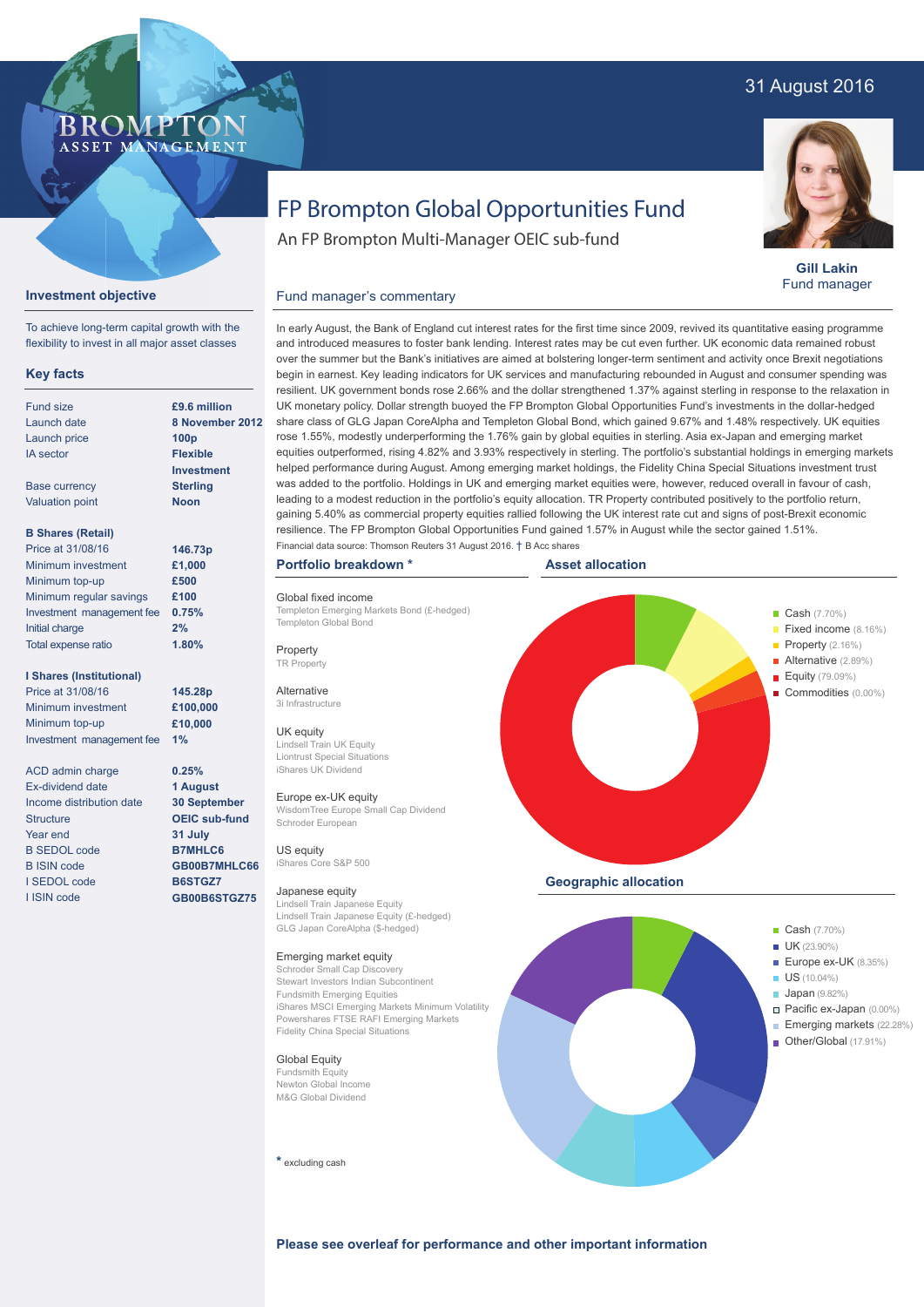31 August 2016

BROMPTON ASSET MANAGEMENT

# FP Brompton Global Opportunities Fund

An FP Brompton Multi-Manager OEIC sub-fund

**Gill Lakin**
Fund manager

## Investment objective

To achieve long-term capital growth with the flexibility to invest in all major asset classes

## Key facts

| | |
|---|---|
| Fund size | **£9.6 million** |
| Launch date | **8 November 2012** |
| Launch price | **100p** |
| IA sector | **Flexible Investment** |
| Base currency | **Sterling** |
| Valuation point | **Noon** |

**B Shares (Retail)**

| | |
|---|---|
| Price at 31/08/16 | **146.73p** |
| Minimum investment | **£1,000** |
| Minimum top-up | **£500** |
| Minimum regular savings | **£100** |
| Investment management fee | **0.75%** |
| Initial charge | **2%** |
| Total expense ratio | **1.80%** |

**I Shares (Institutional)**

| | |
|---|---|
| Price at 31/08/16 | **145.28p** |
| Minimum investment | **£100,000** |
| Minimum top-up | **£10,000** |
| Investment management fee | **1%** |

| | |
|---|---|
| ACD admin charge | **0.25%** |
| Ex-dividend date | **1 August** |
| Income distribution date | **30 September** |
| Structure | **OEIC sub-fund** |
| Year end | **31 July** |
| B SEDOL code | **B7MHLC6** |
| B ISIN code | **GB00B7MHLC66** |
| I SEDOL code | **B6STGZ7** |
| I ISIN code | **GB00B6STGZ75** |

## Fund manager's commentary

In early August, the Bank of England cut interest rates for the first time since 2009, revived its quantitative easing programme and introduced measures to foster bank lending. Interest rates may be cut even further. UK economic data remained robust over the summer but the Bank's initiatives are aimed at bolstering longer-term sentiment and activity once Brexit negotiations begin in earnest. Key leading indicators for UK services and manufacturing rebounded in August and consumer spending was resilient. UK government bonds rose 2.66% and the dollar strengthened 1.37% against sterling in response to the relaxation in UK monetary policy. Dollar strength buoyed the FP Brompton Global Opportunities Fund's investments in the dollar-hedged share class of GLG Japan CoreAlpha and Templeton Global Bond, which gained 9.67% and 1.48% respectively. UK equities rose 1.55%, modestly underperforming the 1.76% gain by global equities in sterling. Asia ex-Japan and emerging market equities outperformed, rising 4.82% and 3.93% respectively in sterling. The portfolio's substantial holdings in emerging markets helped performance during August. Among emerging market holdings, the Fidelity China Special Situations investment trust was added to the portfolio. Holdings in UK and emerging market equities were, however, reduced overall in favour of cash, leading to a modest reduction in the portfolio's equity allocation. TR Property contributed positively to the portfolio return, gaining 5.40% as commercial property equities rallied following the UK interest rate cut and signs of post-Brexit economic resilience. The FP Brompton Global Opportunities Fund gained 1.57% in August while the sector gained 1.51%.

Financial data source: Thomson Reuters 31 August 2016. † B Acc shares

## Portfolio breakdown *

**Global fixed income**
Templeton Emerging Markets Bond (£-hedged)
Templeton Global Bond

**Property**
TR Property

**Alternative**
3i Infrastructure

**UK equity**
Lindsell Train UK Equity
Liontrust Special Situations
iShares UK Dividend

**Europe ex-UK equity**
WisdomTree Europe Small Cap Dividend
Schroder European

**US equity**
iShares Core S&P 500

**Japanese equity**
Lindsell Train Japanese Equity
Lindsell Train Japanese Equity (£-hedged)
GLG Japan CoreAlpha ($-hedged)

**Emerging market equity**
Schroder Small Cap Discovery
Stewart Investors Indian Subcontinent
Fundsmith Emerging Equities
iShares MSCI Emerging Markets Minimum Volatility
Powershares FTSE RAFI Emerging Markets
Fidelity China Special Situations

**Global Equity**
Fundsmith Equity
Newton Global Income
M&G Global Dividend

* excluding cash

## Asset allocation

- Cash (7.70%)
- Fixed income (8.16%)
- Property (2.16%)
- Alternative (2.89%)
- Equity (79.09%)
- Commodities (0.00%)

## Geographic allocation

- Cash (7.70%)
- UK (23.90%)
- Europe ex-UK (8.35%)
- US (10.04%)
- Japan (9.82%)
- Pacific ex-Japan (0.00%)
- Emerging markets (22.28%)
- Other/Global (17.91%)

**Please see overleaf for performance and other important information**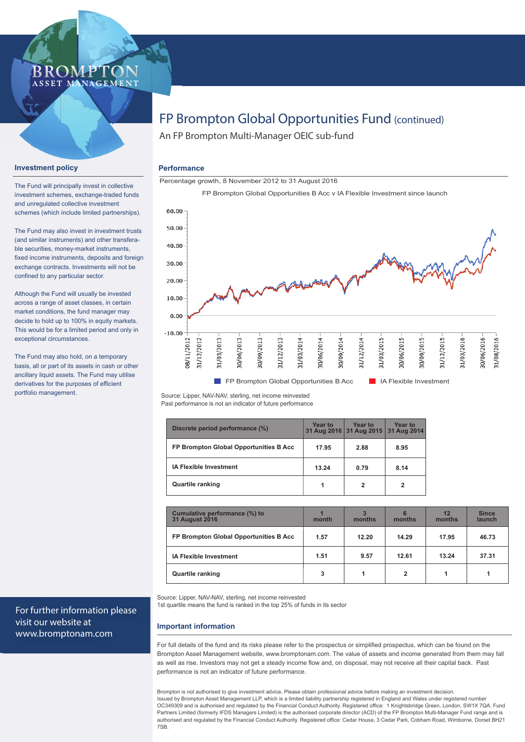BROMPTON
ASSET MANAGEMENT

# FP Brompton Global Opportunities Fund (continued)

An FP Brompton Multi-Manager OEIC sub-fund

## Investment policy

The Fund will principally invest in collective investment schemes, exchange-traded funds and unregulated collective investment schemes (which include limited partnerships).

The Fund may also invest in investment trusts (and similar instruments) and other transferable securities, money-market instruments, fixed income instruments, deposits and foreign exchange contracts. Investments will not be confined to any particular sector.

Although the Fund will usually be invested across a range of asset classes, in certain market conditions, the fund manager may decide to hold up to 100% in equity markets. This would be for a limited period and only in exceptional circumstances.

The Fund may also hold, on a temporary basis, all or part of its assets in cash or other ancillary liquid assets. The Fund may utilise derivatives for the purposes of efficient portfolio management.

## Performance

Percentage growth, 8 November 2012 to 31 August 2016

FP Brompton Global Opportunities B Acc v IA Flexible Investment since launch

60.00
50.00
40.00
30.00
20.00
10.00
0.00
-10.00

08/11/2012
31/12/2012
31/03/2013
30/06/2013
30/09/2013
31/12/2013
31/03/2014
30/06/2014
30/09/2014
31/12/2014
31/03/2015
30/06/2015
30/09/2015
31/12/2015
31/03/2016
30/06/2016
31/08/2016

FP Brompton Global Opportunities B Acc
IA Flexible Investment

Source: Lipper, NAV-NAV, sterling, net income reinvested
Past performance is not an indicator of future performance

| Discrete period performance (%) | Year to 31 Aug 2016 | Year to 31 Aug 2015 | Year to 31 Aug 2014 |
|---|---|---|---|
| FP Brompton Global Opportunities B Acc | 17.95 | 2.88 | 8.95 |
| IA Flexible Investment | 13.24 | 0.79 | 8.14 |
| Quartile ranking | 1 | 2 | 2 |

| Cumulative performance (%) to 31 August 2016 | 1 month | 3 months | 6 months | 12 months | Since launch |
|---|---|---|---|---|---|
| FP Brompton Global Opportunities B Acc | 1.57 | 12.20 | 14.29 | 17.95 | 46.73 |
| IA Flexible Investment | 1.51 | 9.57 | 12.61 | 13.24 | 37.31 |
| Quartile ranking | 3 | 1 | 2 | 1 | 1 |

Source: Lipper, NAV-NAV, sterling, net income reinvested
1st quartile means the fund is ranked in the top 25% of funds in its sector

For further information please visit our website at www.bromptonam.com

## Important information

For full details of the fund and its risks please refer to the prospectus or simplified prospectus, which can be found on the Brompton Asset Management website, www.bromptonam.com. The value of assets and income generated from them may fall as well as rise. Investors may not get a steady income flow and, on disposal, may not receive all their capital back. Past performance is not an indicator of future performance.

Brompton is not authorised to give investment advice. Please obtain professional advice before making an investment decision. Issued by Brompton Asset Management LLP, which is a limited liability partnership registered in England and Wales under registered number OC349309 and is authorised and regulated by the Financial Conduct Authority. Registered office: 1 Knightsbridge Green, London, SW1X 7QA. Fund Partners Limited (formerly IFDS Managers Limited) is the authorised corporate director (ACD) of the FP Brompton Multi-Manager Fund range and is authorised and regulated by the Financial Conduct Authority. Registered office: Cedar House, 3 Cedar Park, Cobham Road, Wimborne, Dorset BH21 7SB.